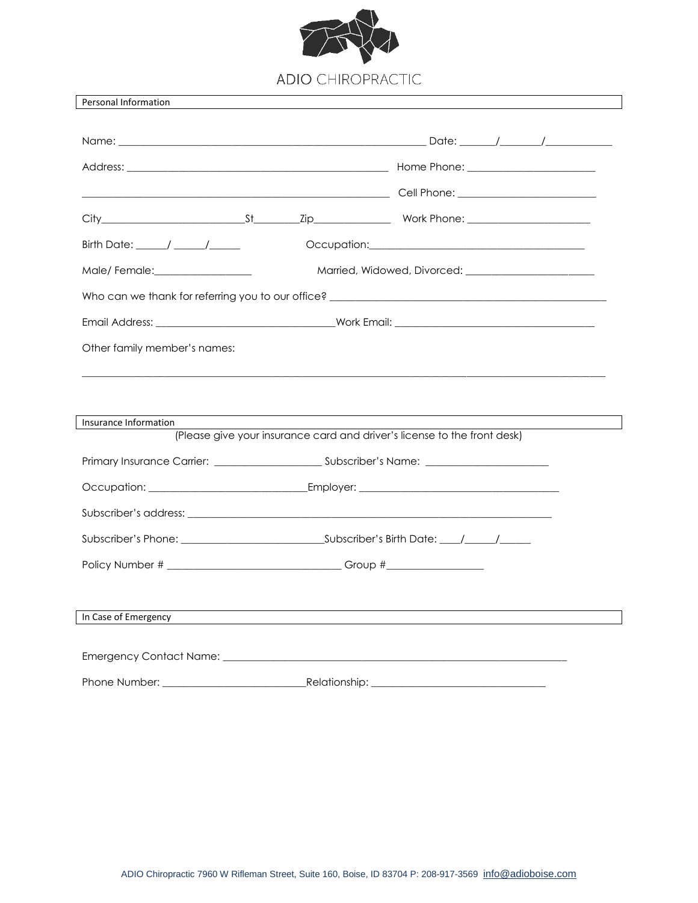ADIO CHIROPRACTIC

## Personal Information

Name: ____________________________________________________________ Date: ______/_______/____________

Address: ___________________________________________________ Home Phone: ________________________

____________________________________________________________ Cell Phone: _________________________

City___________________________St________Zip______________ Work Phone: _______________________

Birth Date: ______/ ______/______ Occupation:_________________________________________

Male/ Female:__________________ Married, Widowed, Divorced: ________________________

Who can we thank for referring you to our office? ______________________________________________________

Email Address: ___________________________________Work Email: _____________________________________

Other family member's names:

_____________________________________________________________________________________________________

## Insurance Information

(Please give your insurance card and driver's license to the front desk)

Primary Insurance Carrier: ____________________ Subscriber's Name: _______________________

Occupation: ______________________________Employer: _____________________________________

Subscriber's address: _______________________________________________________________________

Subscriber's Phone: ___________________________Subscriber's Birth Date: ____/______/______

Policy Number # _________________________________ Group #__________________

## In Case of Emergency

Emergency Contact Name: _________________________________________________________________

Phone Number: ___________________________Relationship: _________________________________

ADIO Chiropractic 7960 W Rifleman Street, Suite 160, Boise, ID 83704 P: 208-917-3569 info@adioboise.com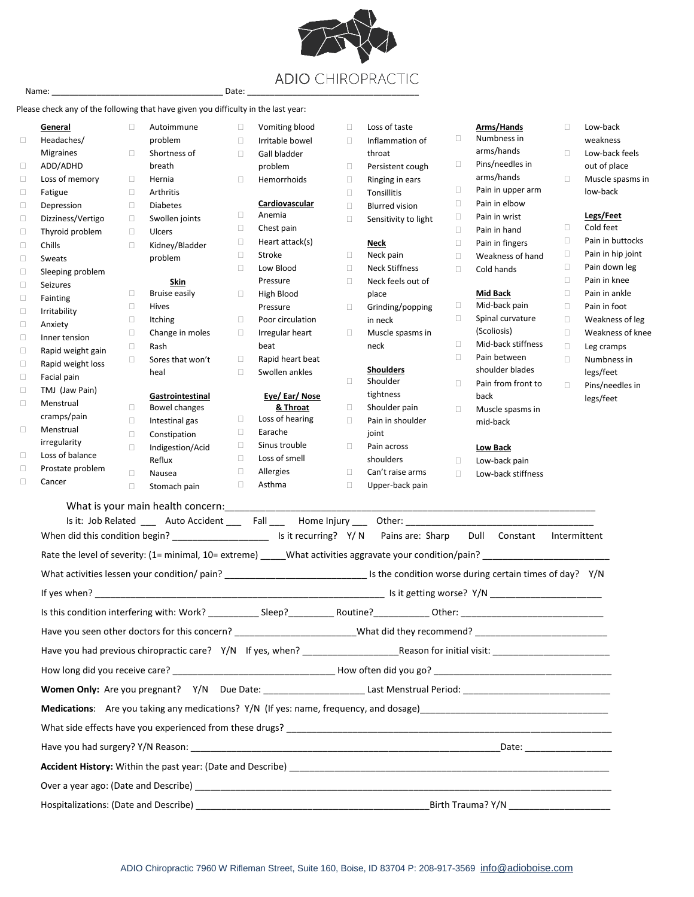# ADIO CHIROPRACTIC

Name: ____________________________________ Date: ____________________________________

Please check any of the following that have given you difficulty in the last year:

**General**

- ☐ Headaches/ Migraines
- ☐ ADD/ADHD
- ☐ Loss of memory
- ☐ Fatigue
- ☐ Depression
- ☐ Dizziness/Vertigo
- ☐ Thyroid problem
- ☐ Chills
- ☐ Sweats
- ☐ Sleeping problem
- ☐ Seizures
- ☐ Fainting
- ☐ Irritability
- ☐ Anxiety
- ☐ Inner tension
- ☐ Rapid weight gain
- ☐ Rapid weight loss
- ☐ Facial pain
- ☐ TMJ (Jaw Pain)
- ☐ Menstrual cramps/pain
- ☐ Menstrual irregularity
- ☐ Loss of balance
- ☐ Prostate problem
- ☐ Cancer
- ☐ Autoimmune problem
- ☐ Shortness of breath
- ☐ Hernia
- ☐ Arthritis
- ☐ Diabetes
- ☐ Swollen joints
- ☐ Ulcers
- ☐ Kidney/Bladder problem

**Skin**

- ☐ Bruise easily
- ☐ Hives
- ☐ Itching
- ☐ Change in moles
- ☐ Rash
- ☐ Sores that won't heal

**Gastrointestinal**

- ☐ Bowel changes
- ☐ Intestinal gas
- ☐ Constipation
- ☐ Indigestion/Acid Reflux
- ☐ Nausea
- ☐ Stomach pain
- ☐ Vomiting blood
- ☐ Irritable bowel
- ☐ Gall bladder problem
- ☐ Hemorrhoids

**Cardiovascular**

- ☐ Anemia
- ☐ Chest pain
- ☐ Heart attack(s)
- ☐ Stroke
- ☐ Low Blood Pressure
- ☐ High Blood Pressure
- ☐ Poor circulation
- ☐ Irregular heart beat
- ☐ Rapid heart beat
- ☐ Swollen ankles

**Eye/ Ear/ Nose & Throat**

- ☐ Loss of hearing
- ☐ Earache
- ☐ Sinus trouble
- ☐ Loss of smell
- ☐ Allergies
- ☐ Asthma
- ☐ Loss of taste
- ☐ Inflammation of throat
- ☐ Persistent cough
- ☐ Ringing in ears
- ☐ Tonsillitis
- ☐ Blurred vision
- ☐ Sensitivity to light

**Neck**

- ☐ Neck pain
- ☐ Neck Stiffness
- ☐ Neck feels out of place
- ☐ Grinding/popping in neck
- ☐ Muscle spasms in neck

**Shoulders**

- ☐ Shoulder tightness
- ☐ Shoulder pain
- ☐ Pain in shoulder joint
- ☐ Pain across shoulders
- ☐ Can't raise arms
- ☐ Upper-back pain

**Arms/Hands**

- ☐ Numbness in arms/hands
- ☐ Pins/needles in arms/hands
- ☐ Pain in upper arm
- ☐ Pain in elbow
- ☐ Pain in wrist
- ☐ Pain in hand
- ☐ Pain in fingers
- ☐ Weakness of hand
- ☐ Cold hands

**Mid Back**

- ☐ Mid-back pain
- ☐ Spinal curvature (Scoliosis)
- ☐ Mid-back stiffness
- ☐ Pain between shoulder blades
- ☐ Pain from front to back
- ☐ Muscle spasms in mid-back

**Low Back**

- ☐ Low-back pain
- ☐ Low-back stiffness
- ☐ Low-back weakness
- ☐ Low-back feels out of place
- ☐ Muscle spasms in low-back

**Legs/Feet**

- ☐ Cold feet
- ☐ Pain in buttocks
- ☐ Pain in hip joint
- ☐ Pain down leg
- ☐ Pain in knee
- ☐ Pain in ankle
- ☐ Pain in foot
- ☐ Weakness of leg
- ☐ Weakness of knee
- ☐ Leg cramps
- ☐ Numbness in legs/feet
- ☐ Pins/needles in legs/feet

What is your main health concern:____________________________________________________________________________

Is it: Job Related ___ Auto Accident ___ Fall ___ Home Injury ___ Other: ________________________________________

When did this condition begin? __________________ Is it recurring? Y/ N Pains are: Sharp Dull Constant Intermittent

Rate the level of severity: (1= minimal, 10= extreme) _____What activities aggravate your condition/pain? _________________________

What activities lessen your condition/ pain? ___________________________ Is the condition worse during certain times of day? Y/N

If yes when? _______________________________________________________ Is it getting worse? Y/N ______________________

Is this condition interfering with: Work? __________ Sleep?_________ Routine?___________ Other: ____________________________

Have you seen other doctors for this concern? _______________________What did they recommend? __________________________

Have you had previous chiropractic care? Y/N If yes, when? __________________Reason for initial visit: _______________________

How long did you receive care? ______________________________ How often did you go? ____________________________________

**Women Only:** Are you pregnant? Y/N Due Date: ___________________ Last Menstrual Period: ____________________________

**Medications**: Are you taking any medications? Y/N (If yes: name, frequency, and dosage)_____________________________________

What side effects have you experienced from these drugs? ____________________________________________________________

Have you had surgery? Y/N Reason: ___________________________________________________________Date: _________________

**Accident History:** Within the past year: (Date and Describe) _________________________________________________________________

Over a year ago: (Date and Describe) _________________________________________________________________________________

Hospitalizations: (Date and Describe) ____________________________________________Birth Trauma? Y/N ___________________

ADIO Chiropractic 7960 W Rifleman Street, Suite 160, Boise, ID 83704 P: 208-917-3569 info@adioboise.com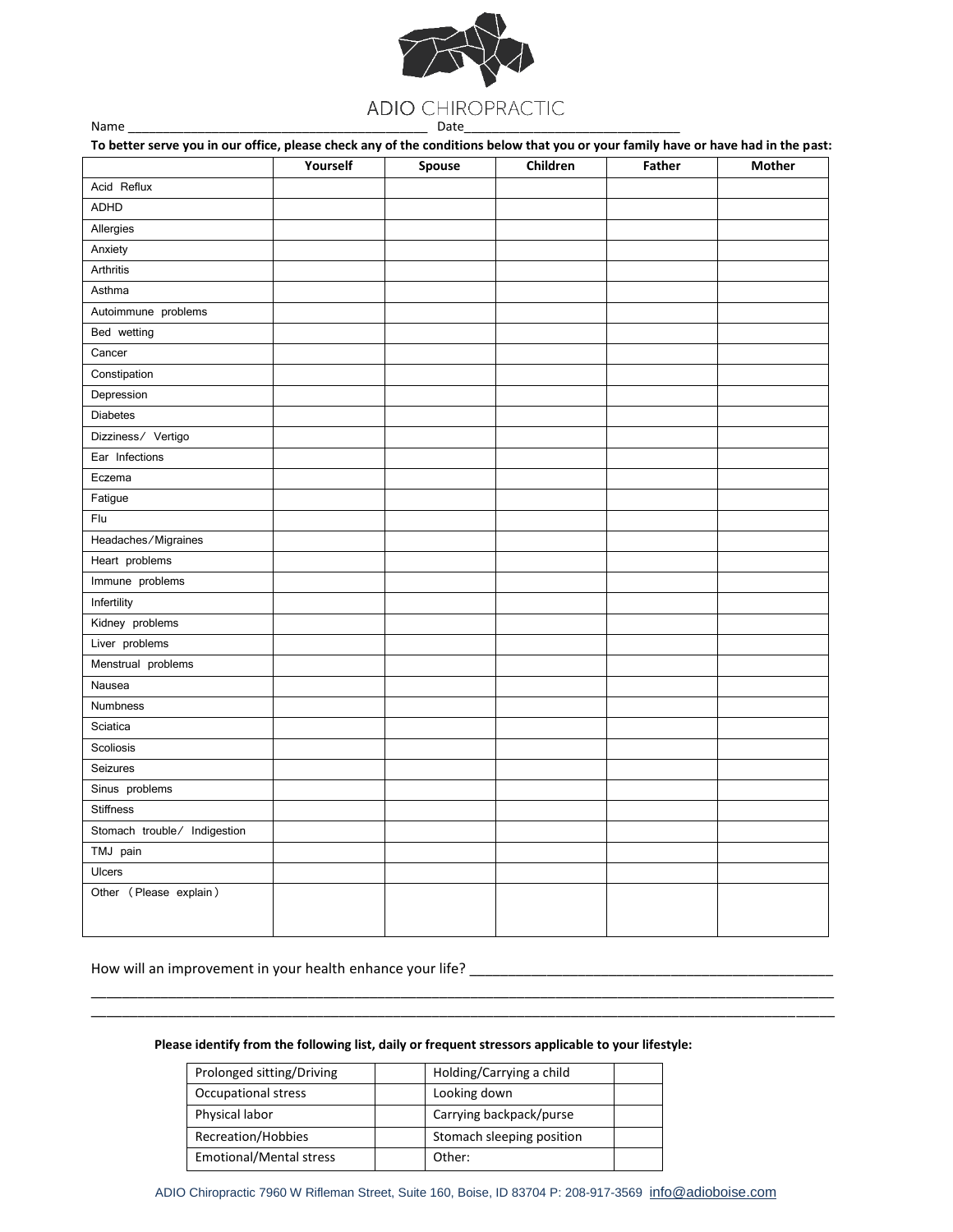ADIO CHIROPRACTIC

Name ___________________________________________ Date_______________________________

**To better serve you in our office, please check any of the conditions below that you or your family have or have had in the past:**

| | Yourself | Spouse | Children | Father | Mother |
|---|---|---|---|---|---|
| Acid Reflux | | | | | |
| ADHD | | | | | |
| Allergies | | | | | |
| Anxiety | | | | | |
| Arthritis | | | | | |
| Asthma | | | | | |
| Autoimmune problems | | | | | |
| Bed wetting | | | | | |
| Cancer | | | | | |
| Constipation | | | | | |
| Depression | | | | | |
| Diabetes | | | | | |
| Dizziness/ Vertigo | | | | | |
| Ear Infections | | | | | |
| Eczema | | | | | |
| Fatigue | | | | | |
| Flu | | | | | |
| Headaches/Migraines | | | | | |
| Heart problems | | | | | |
| Immune problems | | | | | |
| Infertility | | | | | |
| Kidney problems | | | | | |
| Liver problems | | | | | |
| Menstrual problems | | | | | |
| Nausea | | | | | |
| Numbness | | | | | |
| Sciatica | | | | | |
| Scoliosis | | | | | |
| Seizures | | | | | |
| Sinus problems | | | | | |
| Stiffness | | | | | |
| Stomach trouble/ Indigestion | | | | | |
| TMJ pain | | | | | |
| Ulcers | | | | | |
| Other (Please explain) | | | | | |

How will an improvement in your health enhance your life? _______________________________________________

___________________________________________________________________________________________________

___________________________________________________________________________________________________

**Please identify from the following list, daily or frequent stressors applicable to your lifestyle:**

| | | | |
|---|---|---|---|
| Prolonged sitting/Driving | | Holding/Carrying a child | |
| Occupational stress | | Looking down | |
| Physical labor | | Carrying backpack/purse | |
| Recreation/Hobbies | | Stomach sleeping position | |
| Emotional/Mental stress | | Other: | |

ADIO Chiropractic 7960 W Rifleman Street, Suite 160, Boise, ID 83704 P: 208-917-3569 info@adioboise.com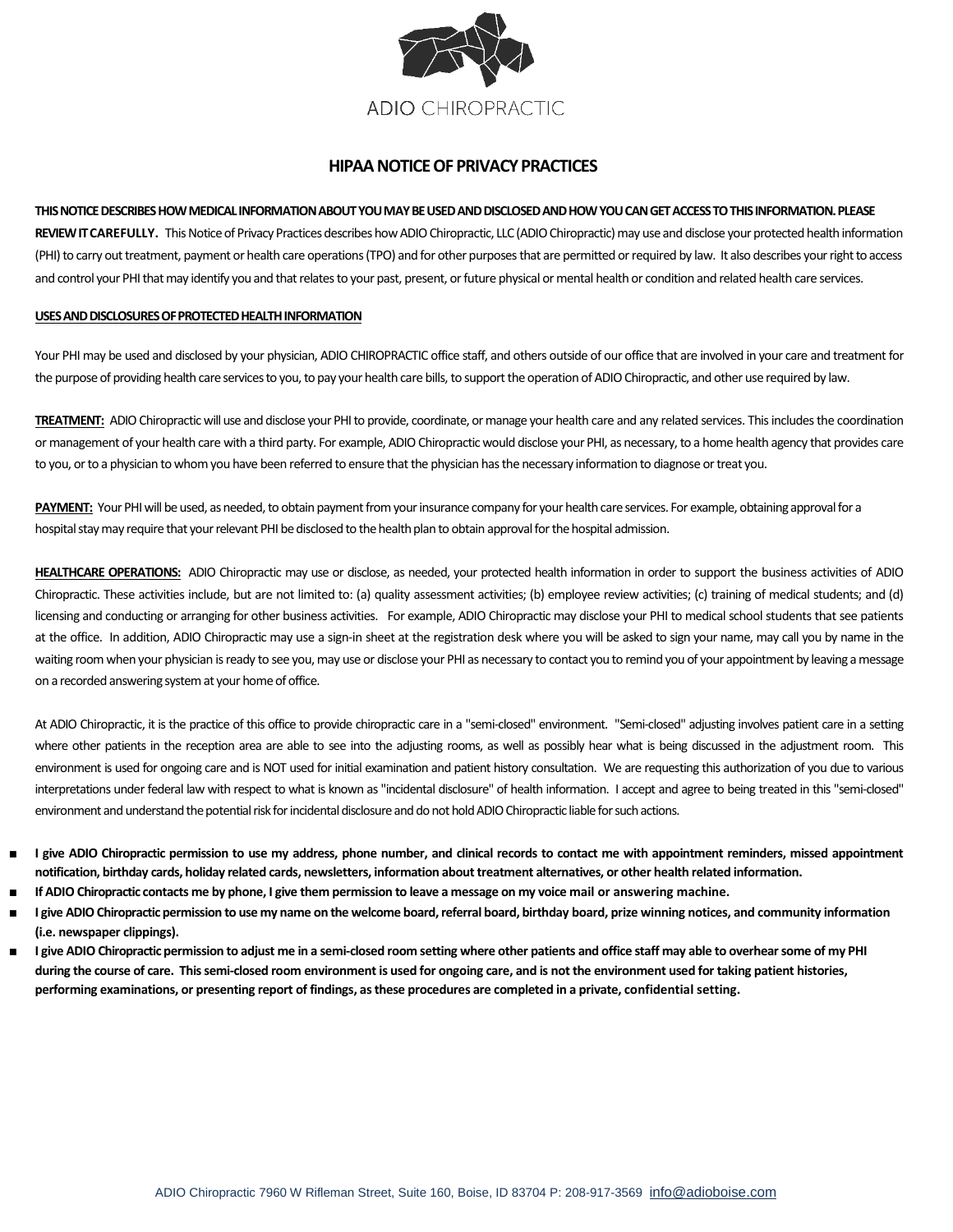ADIO CHIROPRACTIC

# HIPAA NOTICE OF PRIVACY PRACTICES

**THIS NOTICE DESCRIBES HOW MEDICAL INFORMATION ABOUT YOU MAY BE USED AND DISCLOSED AND HOW YOU CAN GET ACCESS TO THIS INFORMATION. PLEASE REVIEW IT CAREFULLY.** This Notice of Privacy Practices describes how ADIO Chiropractic, LLC (ADIO Chiropractic) may use and disclose your protected health information (PHI) to carry out treatment, payment or health care operations (TPO) and for other purposes that are permitted or required by law. It also describes your right to access and control your PHI that may identify you and that relates to your past, present, or future physical or mental health or condition and related health care services.

**USES AND DISCLOSURES OF PROTECTED HEALTH INFORMATION**

Your PHI may be used and disclosed by your physician, ADIO CHIROPRACTIC office staff, and others outside of our office that are involved in your care and treatment for the purpose of providing health care services to you, to pay your health care bills, to support the operation of ADIO Chiropractic, and other use required by law.

**TREATMENT:** ADIO Chiropractic will use and disclose your PHI to provide, coordinate, or manage your health care and any related services. This includes the coordination or management of your health care with a third party. For example, ADIO Chiropractic would disclose your PHI, as necessary, to a home health agency that provides care to you, or to a physician to whom you have been referred to ensure that the physician has the necessary information to diagnose or treat you.

**PAYMENT:** Your PHI will be used, as needed, to obtain payment from your insurance company for your health care services. For example, obtaining approval for a hospital stay may require that your relevant PHI be disclosed to the health plan to obtain approval for the hospital admission.

**HEALTHCARE OPERATIONS:** ADIO Chiropractic may use or disclose, as needed, your protected health information in order to support the business activities of ADIO Chiropractic. These activities include, but are not limited to: (a) quality assessment activities; (b) employee review activities; (c) training of medical students; and (d) licensing and conducting or arranging for other business activities. For example, ADIO Chiropractic may disclose your PHI to medical school students that see patients at the office. In addition, ADIO Chiropractic may use a sign-in sheet at the registration desk where you will be asked to sign your name, may call you by name in the waiting room when your physician is ready to see you, may use or disclose your PHI as necessary to contact you to remind you of your appointment by leaving a message on a recorded answering system at your home of office.

At ADIO Chiropractic, it is the practice of this office to provide chiropractic care in a "semi-closed" environment. "Semi-closed" adjusting involves patient care in a setting where other patients in the reception area are able to see into the adjusting rooms, as well as possibly hear what is being discussed in the adjustment room. This environment is used for ongoing care and is NOT used for initial examination and patient history consultation. We are requesting this authorization of you due to various interpretations under federal law with respect to what is known as "incidental disclosure" of health information. I accept and agree to being treated in this "semi-closed" environment and understand the potential risk for incidental disclosure and do not hold ADIO Chiropractic liable for such actions.

- **I give ADIO Chiropractic permission to use my address, phone number, and clinical records to contact me with appointment reminders, missed appointment notification, birthday cards, holiday related cards, newsletters, information about treatment alternatives, or other health related information.**
- **If ADIO Chiropractic contacts me by phone, I give them permission to leave a message on my voice mail or answering machine.**
- **I give ADIO Chiropractic permission to use my name on the welcome board, referral board, birthday board, prize winning notices, and community information (i.e. newspaper clippings).**
- **I give ADIO Chiropractic permission to adjust me in a semi-closed room setting where other patients and office staff may able to overhear some of my PHI during the course of care. This semi-closed room environment is used for ongoing care, and is not the environment used for taking patient histories, performing examinations, or presenting report of findings, as these procedures are completed in a private, confidential setting.**

ADIO Chiropractic 7960 W Rifleman Street, Suite 160, Boise, ID 83704 P: 208-917-3569 info@adioboise.com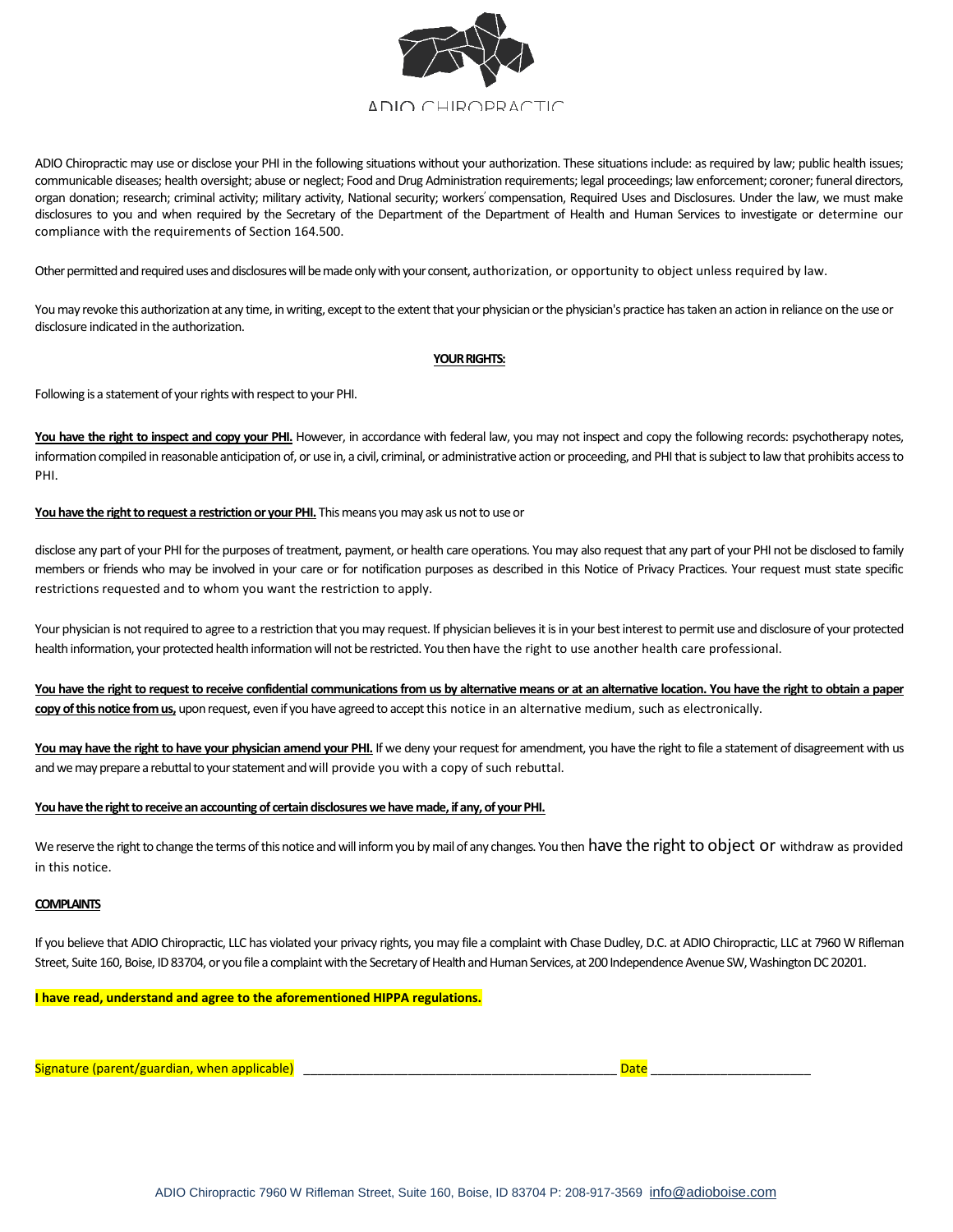ADIO CHIROPRACTIC

ADIO Chiropractic may use or disclose your PHI in the following situations without your authorization. These situations include: as required by law; public health issues; communicable diseases; health oversight; abuse or neglect; Food and Drug Administration requirements; legal proceedings; law enforcement; coroner; funeral directors, organ donation; research; criminal activity; military activity, National security; workers' compensation, Required Uses and Disclosures. Under the law, we must make disclosures to you and when required by the Secretary of the Department of the Department of Health and Human Services to investigate or determine our compliance with the requirements of Section 164.500.

Other permitted and required uses and disclosures will be made only with your consent, authorization, or opportunity to object unless required by law.

You may revoke this authorization at any time, in writing, except to the extent that your physician or the physician's practice has taken an action in reliance on the use or disclosure indicated in the authorization.

**YOUR RIGHTS:**

Following is a statement of your rights with respect to your PHI.

**You have the right to inspect and copy your PHI.** However, in accordance with federal law, you may not inspect and copy the following records: psychotherapy notes, information compiled in reasonable anticipation of, or use in, a civil, criminal, or administrative action or proceeding, and PHI that is subject to law that prohibits access to PHI.

**You have the right to request a restriction or your PHI.** This means you may ask us not to use or

disclose any part of your PHI for the purposes of treatment, payment, or health care operations. You may also request that any part of your PHI not be disclosed to family members or friends who may be involved in your care or for notification purposes as described in this Notice of Privacy Practices. Your request must state specific restrictions requested and to whom you want the restriction to apply.

Your physician is not required to agree to a restriction that you may request. If physician believes it is in your best interest to permit use and disclosure of your protected health information, your protected health information will not be restricted. You then have the right to use another health care professional.

**You have the right to request to receive confidential communications from us by alternative means or at an alternative location. You have the right to obtain a paper copy of this notice from us,** upon request, even if you have agreed to accept this notice in an alternative medium, such as electronically.

**You may have the right to have your physician amend your PHI.** If we deny your request for amendment, you have the right to file a statement of disagreement with us and we may prepare a rebuttal to your statement and will provide you with a copy of such rebuttal.

**You have the right to receive an accounting of certain disclosures we have made, if any, of your PHI.**

We reserve the right to change the terms of this notice and will inform you by mail of any changes. You then have the right to object or withdraw as provided in this notice.

**COMPLAINTS**

If you believe that ADIO Chiropractic, LLC has violated your privacy rights, you may file a complaint with Chase Dudley, D.C. at ADIO Chiropractic, LLC at 7960 W Rifleman Street, Suite 160, Boise, ID 83704, or you file a complaint with the Secretary of Health and Human Services, at 200 Independence Avenue SW, Washington DC 20201.

**I have read, understand and agree to the aforementioned HIPPA regulations.**

Signature (parent/guardian, when applicable) ____________________________________________ Date ______________________

ADIO Chiropractic 7960 W Rifleman Street, Suite 160, Boise, ID 83704 P: 208-917-3569 info@adioboise.com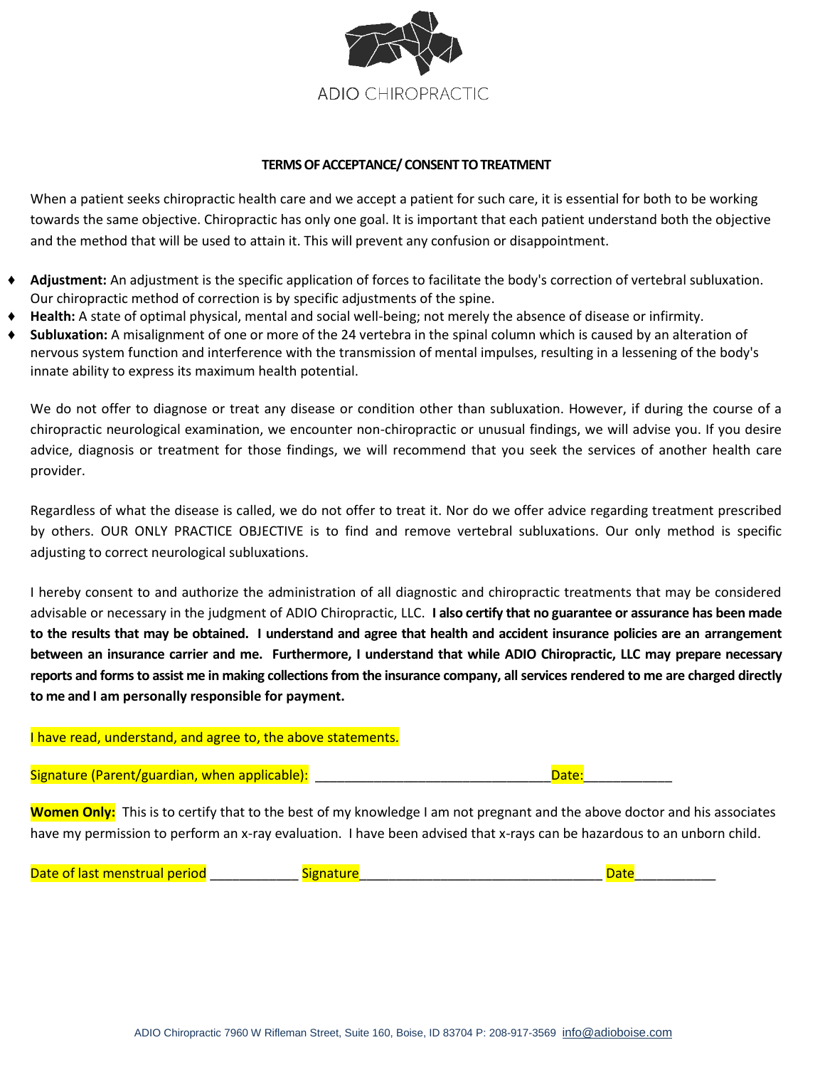ADIO CHIROPRACTIC

## TERMS OF ACCEPTANCE/ CONSENT TO TREATMENT

When a patient seeks chiropractic health care and we accept a patient for such care, it is essential for both to be working towards the same objective. Chiropractic has only one goal. It is important that each patient understand both the objective and the method that will be used to attain it. This will prevent any confusion or disappointment.

- **Adjustment:** An adjustment is the specific application of forces to facilitate the body's correction of vertebral subluxation. Our chiropractic method of correction is by specific adjustments of the spine.
- **Health:** A state of optimal physical, mental and social well-being; not merely the absence of disease or infirmity.
- **Subluxation:** A misalignment of one or more of the 24 vertebra in the spinal column which is caused by an alteration of nervous system function and interference with the transmission of mental impulses, resulting in a lessening of the body's innate ability to express its maximum health potential.

We do not offer to diagnose or treat any disease or condition other than subluxation. However, if during the course of a chiropractic neurological examination, we encounter non-chiropractic or unusual findings, we will advise you. If you desire advice, diagnosis or treatment for those findings, we will recommend that you seek the services of another health care provider.

Regardless of what the disease is called, we do not offer to treat it. Nor do we offer advice regarding treatment prescribed by others. OUR ONLY PRACTICE OBJECTIVE is to find and remove vertebral subluxations. Our only method is specific adjusting to correct neurological subluxations.

I hereby consent to and authorize the administration of all diagnostic and chiropractic treatments that may be considered advisable or necessary in the judgment of ADIO Chiropractic, LLC. **I also certify that no guarantee or assurance has been made to the results that may be obtained. I understand and agree that health and accident insurance policies are an arrangement between an insurance carrier and me. Furthermore, I understand that while ADIO Chiropractic, LLC may prepare necessary reports and forms to assist me in making collections from the insurance company, all services rendered to me are charged directly to me and I am personally responsible for payment.**

I have read, understand, and agree to, the above statements.

Signature (Parent/guardian, when applicable): _______________________________ Date:___________

**Women Only:** This is to certify that to the best of my knowledge I am not pregnant and the above doctor and his associates have my permission to perform an x-ray evaluation. I have been advised that x-rays can be hazardous to an unborn child.

Date of last menstrual period ___________ Signature _______________________________ Date__________

ADIO Chiropractic 7960 W Rifleman Street, Suite 160, Boise, ID 83704 P: 208-917-3569 info@adioboise.com